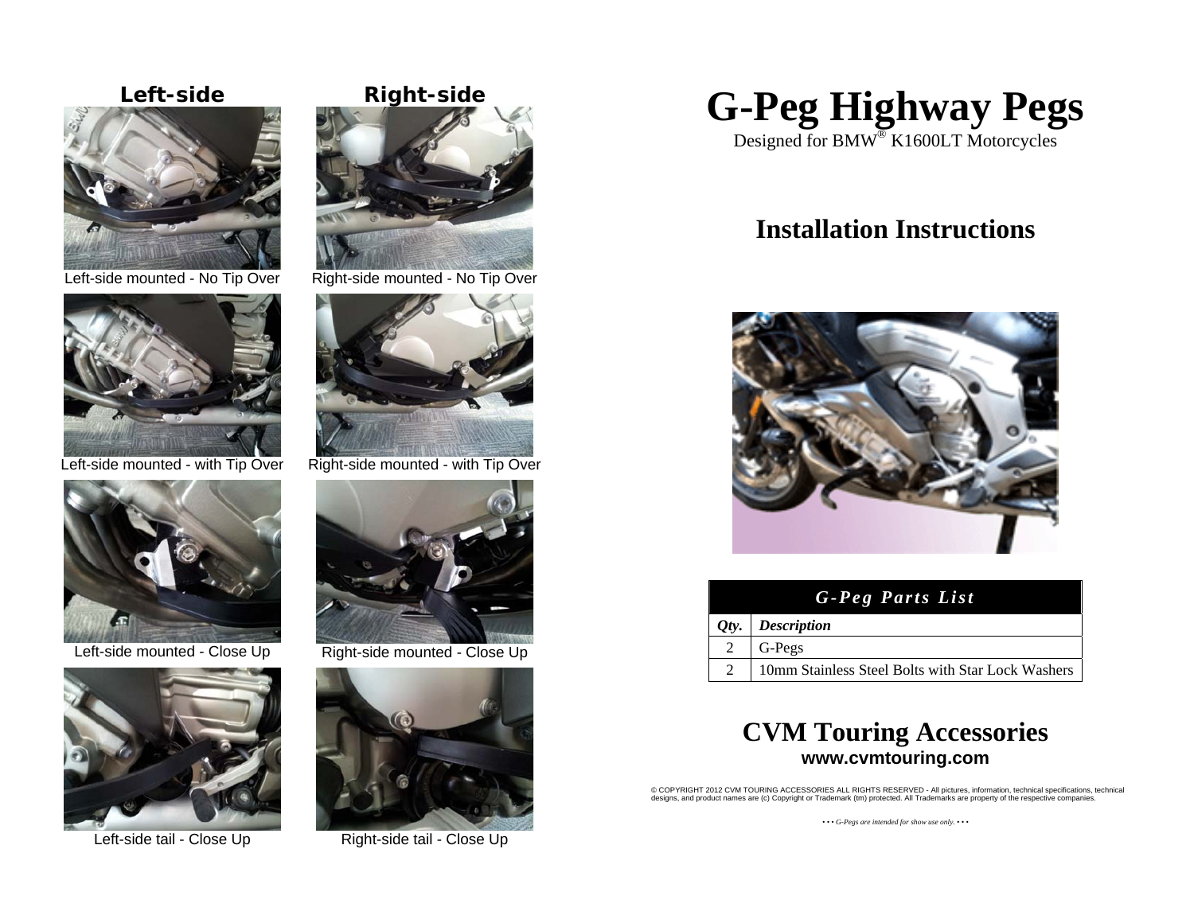**Left-side** | **Right-side**

Left-side mounted - No Tip Over

Right-side mounted - No Tip Over

Left-side mounted - with Tip Over

Right-side mounted - with Tip Over

Left-side mounted - Close Up

Right-side mounted - Close Up

Left-side tail - Close Up

Right-side tail - Close Up

# G-Peg Highway Pegs

Designed for BMW® K1600LT Motorcycles

## Installation Instructions

| *G-Peg Parts List* | |
|---|---|
| ***Qty.*** | ***Description*** |
| 2 | G-Pegs |
| 2 | 10mm Stainless Steel Bolts with Star Lock Washers |

## CVM Touring Accessories

**www.cvmtouring.com**

© COPYRIGHT 2012 CVM TOURING ACCESSORIES ALL RIGHTS RESERVED - All pictures, information, technical specifications, technical designs, and product names are (c) Copyright or Trademark (tm) protected. All Trademarks are property of the respective companies.

··· *G-Pegs are intended for show use only.* ···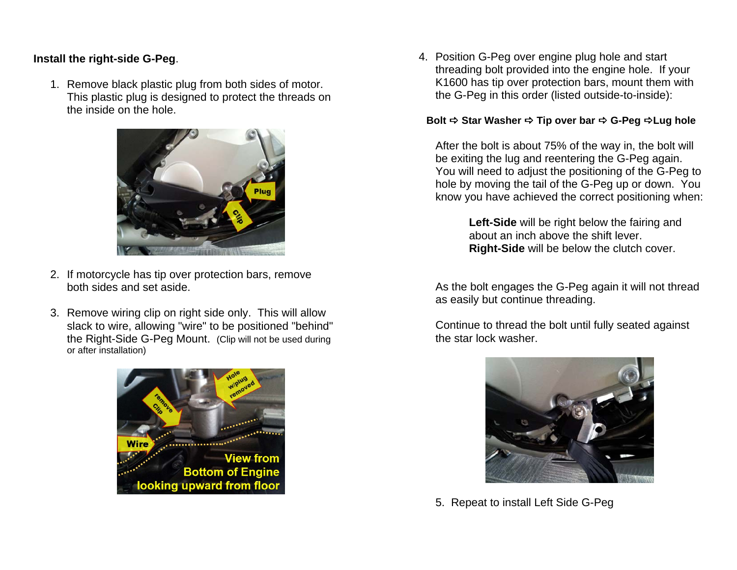**Install the right-side G-Peg**.

1. Remove black plastic plug from both sides of motor. This plastic plug is designed to protect the threads on the inside on the hole.

2. If motorcycle has tip over protection bars, remove both sides and set aside.

3. Remove wiring clip on right side only. This will allow slack to wire, allowing "wire" to be positioned "behind" the Right-Side G-Peg Mount. (Clip will not be used during or after installation)

4. Position G-Peg over engine plug hole and start threading bolt provided into the engine hole. If your K1600 has tip over protection bars, mount them with the G-Peg in this order (listed outside-to-inside):

   **Bolt ⇨ Star Washer ⇨ Tip over bar ⇨ G-Peg ⇨Lug hole**

   After the bolt is about 75% of the way in, the bolt will be exiting the lug and reentering the G-Peg again. You will need to adjust the positioning of the G-Peg to hole by moving the tail of the G-Peg up or down. You know you have achieved the correct positioning when:

   > **Left-Side** will be right below the fairing and about an inch above the shift lever.
   > **Right-Side** will be below the clutch cover.

   As the bolt engages the G-Peg again it will not thread as easily but continue threading.

   Continue to thread the bolt until fully seated against the star lock washer.

5. Repeat to install Left Side G-Peg